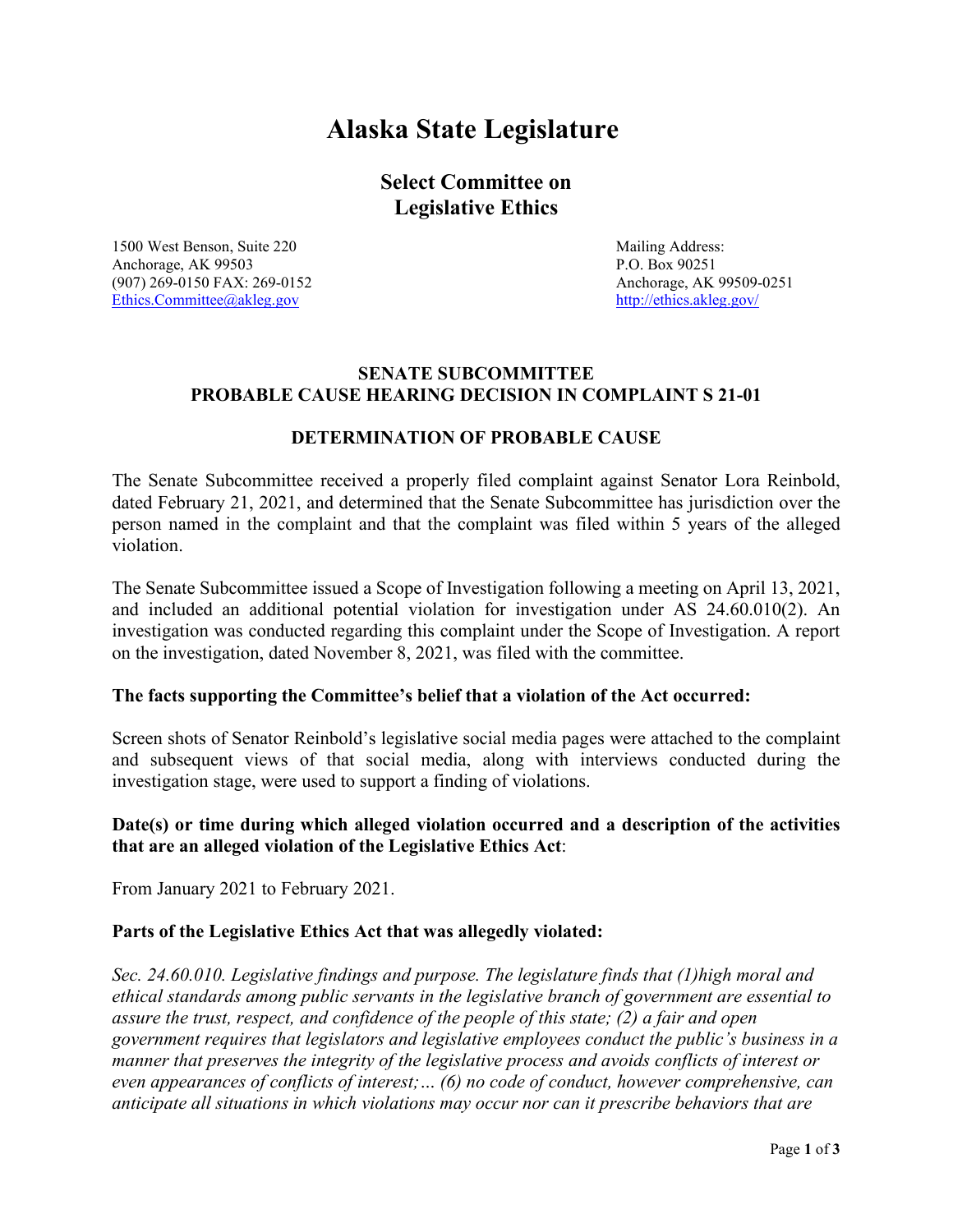# Alaska State Legislature

## Select Committee on Legislative Ethics

1500 West Benson, Suite 220
Anchorage, AK 99503
(907) 269-0150 FAX: 269-0152
Ethics.Committee@akleg.gov

Mailing Address:
P.O. Box 90251
Anchorage, AK 99509-0251
http://ethics.akleg.gov/

**SENATE SUBCOMMITTEE**
**PROBABLE CAUSE HEARING DECISION IN COMPLAINT S 21-01**

**DETERMINATION OF PROBABLE CAUSE**

The Senate Subcommittee received a properly filed complaint against Senator Lora Reinbold, dated February 21, 2021, and determined that the Senate Subcommittee has jurisdiction over the person named in the complaint and that the complaint was filed within 5 years of the alleged violation.

The Senate Subcommittee issued a Scope of Investigation following a meeting on April 13, 2021, and included an additional potential violation for investigation under AS 24.60.010(2). An investigation was conducted regarding this complaint under the Scope of Investigation. A report on the investigation, dated November 8, 2021, was filed with the committee.

**The facts supporting the Committee's belief that a violation of the Act occurred:**

Screen shots of Senator Reinbold's legislative social media pages were attached to the complaint and subsequent views of that social media, along with interviews conducted during the investigation stage, were used to support a finding of violations.

**Date(s) or time during which alleged violation occurred and a description of the activities that are an alleged violation of the Legislative Ethics Act**:

From January 2021 to February 2021.

**Parts of the Legislative Ethics Act that was allegedly violated:**

*Sec. 24.60.010. Legislative findings and purpose. The legislature finds that (1)high moral and ethical standards among public servants in the legislative branch of government are essential to assure the trust, respect, and confidence of the people of this state; (2) a fair and open government requires that legislators and legislative employees conduct the public's business in a manner that preserves the integrity of the legislative process and avoids conflicts of interest or even appearances of conflicts of interest;… (6) no code of conduct, however comprehensive, can anticipate all situations in which violations may occur nor can it prescribe behaviors that are*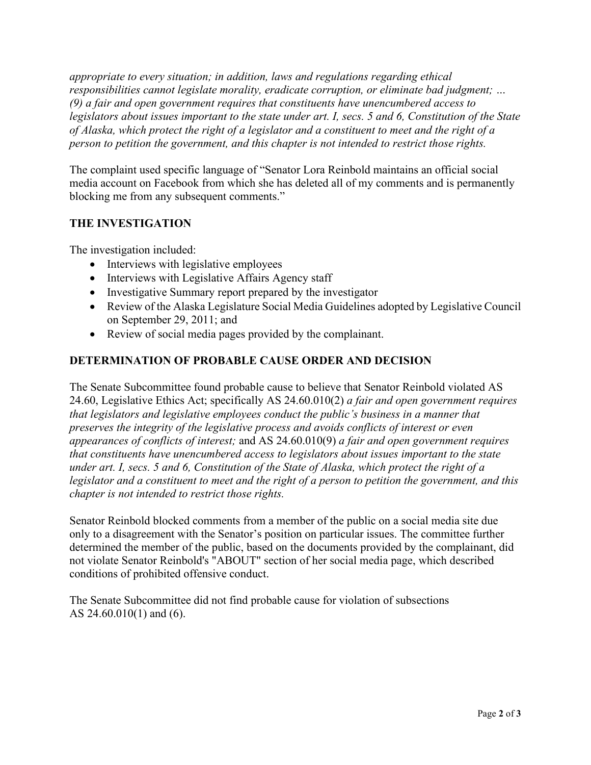*appropriate to every situation; in addition, laws and regulations regarding ethical responsibilities cannot legislate morality, eradicate corruption, or eliminate bad judgment; … (9) a fair and open government requires that constituents have unencumbered access to legislators about issues important to the state under art. I, secs. 5 and 6, Constitution of the State of Alaska, which protect the right of a legislator and a constituent to meet and the right of a person to petition the government, and this chapter is not intended to restrict those rights.*

The complaint used specific language of "Senator Lora Reinbold maintains an official social media account on Facebook from which she has deleted all of my comments and is permanently blocking me from any subsequent comments."

## THE INVESTIGATION

The investigation included:

- Interviews with legislative employees
- Interviews with Legislative Affairs Agency staff
- Investigative Summary report prepared by the investigator
- Review of the Alaska Legislature Social Media Guidelines adopted by Legislative Council on September 29, 2011; and
- Review of social media pages provided by the complainant.

## DETERMINATION OF PROBABLE CAUSE ORDER AND DECISION

The Senate Subcommittee found probable cause to believe that Senator Reinbold violated AS 24.60, Legislative Ethics Act; specifically AS 24.60.010(2) *a fair and open government requires that legislators and legislative employees conduct the public's business in a manner that preserves the integrity of the legislative process and avoids conflicts of interest or even appearances of conflicts of interest;* and AS 24.60.010(9) *a fair and open government requires that constituents have unencumbered access to legislators about issues important to the state under art. I, secs. 5 and 6, Constitution of the State of Alaska, which protect the right of a legislator and a constituent to meet and the right of a person to petition the government, and this chapter is not intended to restrict those rights.*

Senator Reinbold blocked comments from a member of the public on a social media site due only to a disagreement with the Senator's position on particular issues. The committee further determined the member of the public, based on the documents provided by the complainant, did not violate Senator Reinbold's "ABOUT" section of her social media page, which described conditions of prohibited offensive conduct.

The Senate Subcommittee did not find probable cause for violation of subsections AS 24.60.010(1) and (6).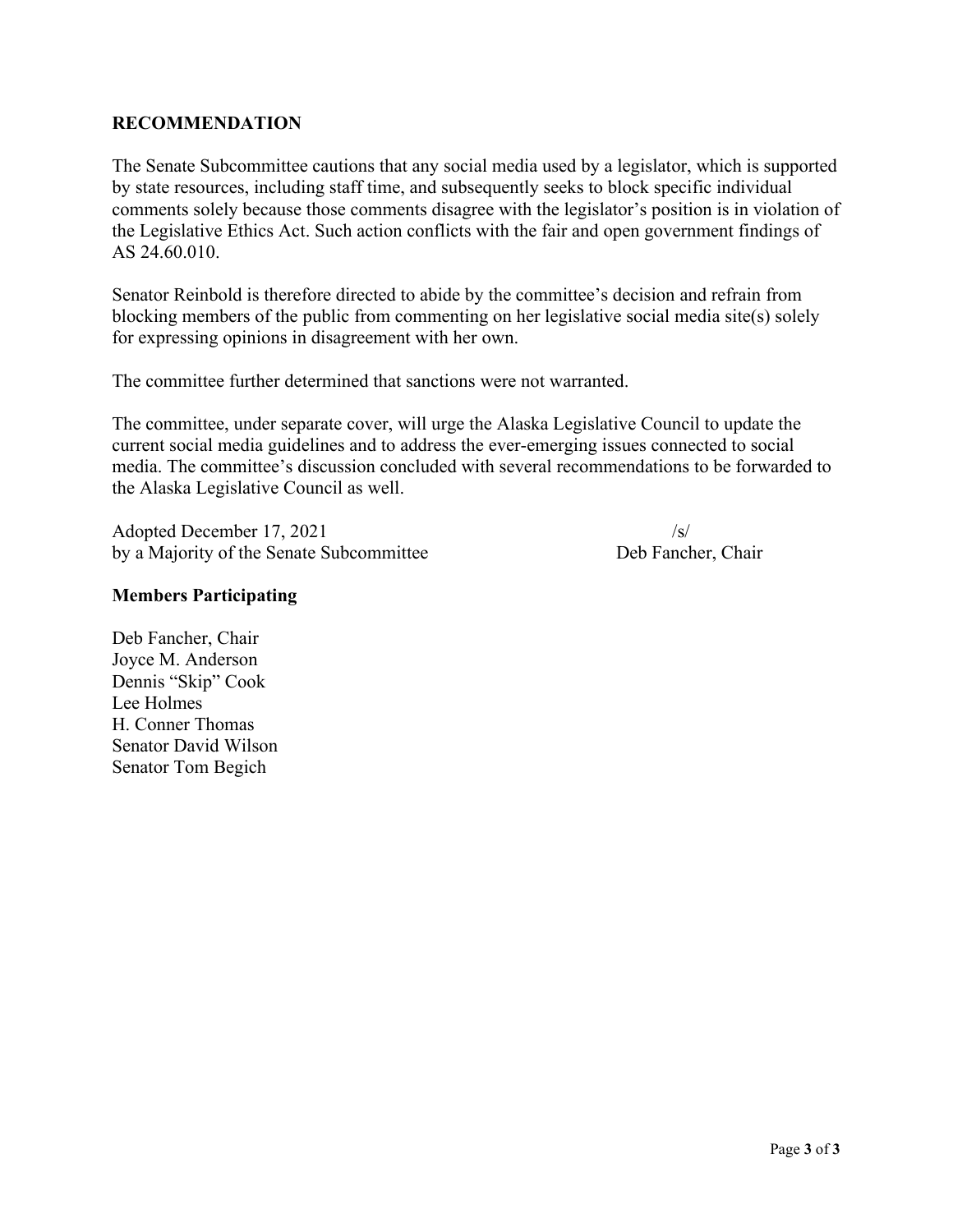## RECOMMENDATION

The Senate Subcommittee cautions that any social media used by a legislator, which is supported by state resources, including staff time, and subsequently seeks to block specific individual comments solely because those comments disagree with the legislator's position is in violation of the Legislative Ethics Act. Such action conflicts with the fair and open government findings of AS 24.60.010.

Senator Reinbold is therefore directed to abide by the committee's decision and refrain from blocking members of the public from commenting on her legislative social media site(s) solely for expressing opinions in disagreement with her own.

The committee further determined that sanctions were not warranted.

The committee, under separate cover, will urge the Alaska Legislative Council to update the current social media guidelines and to address the ever-emerging issues connected to social media. The committee's discussion concluded with several recommendations to be forwarded to the Alaska Legislative Council as well.

Adopted December 17, 2021
by a Majority of the Senate Subcommittee

/s/
Deb Fancher, Chair

**Members Participating**

Deb Fancher, Chair
Joyce M. Anderson
Dennis "Skip" Cook
Lee Holmes
H. Conner Thomas
Senator David Wilson
Senator Tom Begich